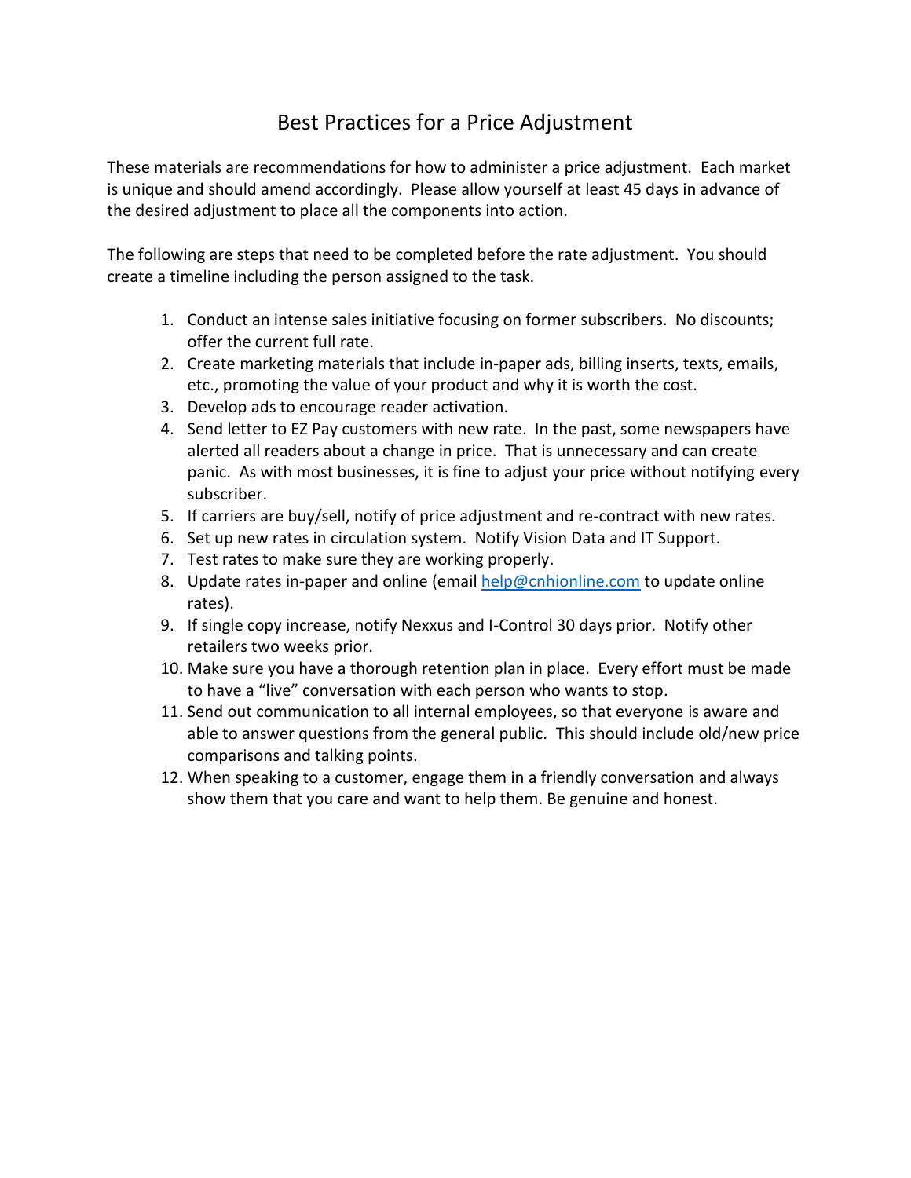# Best Practices for a Price Adjustment

These materials are recommendations for how to administer a price adjustment. Each market is unique and should amend accordingly. Please allow yourself at least 45 days in advance of the desired adjustment to place all the components into action.

The following are steps that need to be completed before the rate adjustment. You should create a timeline including the person assigned to the task.

1. Conduct an intense sales initiative focusing on former subscribers. No discounts; offer the current full rate.
2. Create marketing materials that include in-paper ads, billing inserts, texts, emails, etc., promoting the value of your product and why it is worth the cost.
3. Develop ads to encourage reader activation.
4. Send letter to EZ Pay customers with new rate. In the past, some newspapers have alerted all readers about a change in price. That is unnecessary and can create panic. As with most businesses, it is fine to adjust your price without notifying every subscriber.
5. If carriers are buy/sell, notify of price adjustment and re-contract with new rates.
6. Set up new rates in circulation system. Notify Vision Data and IT Support.
7. Test rates to make sure they are working properly.
8. Update rates in-paper and online (email help@cnhionline.com to update online rates).
9. If single copy increase, notify Nexxus and I-Control 30 days prior. Notify other retailers two weeks prior.
10. Make sure you have a thorough retention plan in place. Every effort must be made to have a "live" conversation with each person who wants to stop.
11. Send out communication to all internal employees, so that everyone is aware and able to answer questions from the general public. This should include old/new price comparisons and talking points.
12. When speaking to a customer, engage them in a friendly conversation and always show them that you care and want to help them. Be genuine and honest.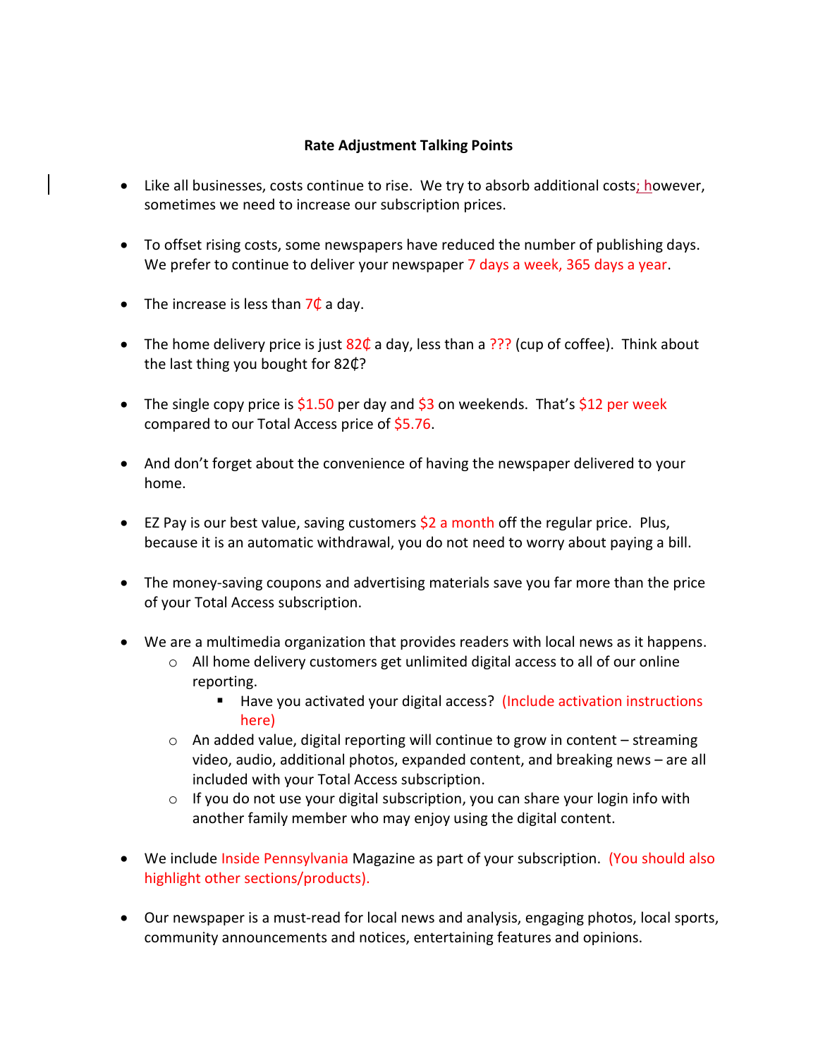**Rate Adjustment Talking Points**

- Like all businesses, costs continue to rise. We try to absorb additional costs; however, sometimes we need to increase our subscription prices.

- To offset rising costs, some newspapers have reduced the number of publishing days. We prefer to continue to deliver your newspaper 7 days a week, 365 days a year.

- The increase is less than 7₵ a day.

- The home delivery price is just 82₵ a day, less than a ??? (cup of coffee). Think about the last thing you bought for 82₵?

- The single copy price is $1.50 per day and $3 on weekends. That's $12 per week compared to our Total Access price of $5.76.

- And don't forget about the convenience of having the newspaper delivered to your home.

- EZ Pay is our best value, saving customers $2 a month off the regular price. Plus, because it is an automatic withdrawal, you do not need to worry about paying a bill.

- The money-saving coupons and advertising materials save you far more than the price of your Total Access subscription.

- We are a multimedia organization that provides readers with local news as it happens.
  - All home delivery customers get unlimited digital access to all of our online reporting.
    - Have you activated your digital access? (Include activation instructions here)
  - An added value, digital reporting will continue to grow in content – streaming video, audio, additional photos, expanded content, and breaking news – are all included with your Total Access subscription.
  - If you do not use your digital subscription, you can share your login info with another family member who may enjoy using the digital content.

- We include Inside Pennsylvania Magazine as part of your subscription. (You should also highlight other sections/products).

- Our newspaper is a must-read for local news and analysis, engaging photos, local sports, community announcements and notices, entertaining features and opinions.